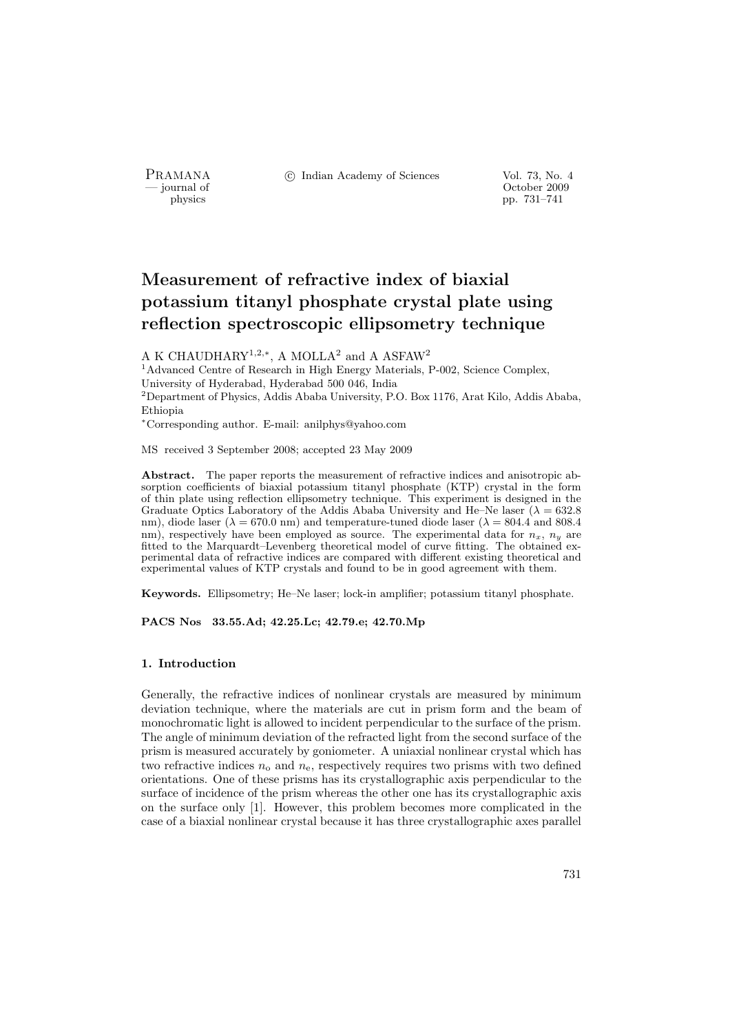# Measurement of refractive index of biaxial potassium titanyl phosphate crystal plate using reflection spectroscopic ellipsometry technique

A K CHAUDHARY[1,2,*], A MOLLA[2] and A ASFAW[2]

[1]Advanced Centre of Research in High Energy Materials, P-002, Science Complex, University of Hyderabad, Hyderabad 500 046, India

[2]Department of Physics, Addis Ababa University, P.O. Box 1176, Arat Kilo, Addis Ababa, Ethiopia

*Corresponding author. E-mail: anilphys@yahoo.com

MS received 3 September 2008; accepted 23 May 2009

**Abstract.** The paper reports the measurement of refractive indices and anisotropic absorption coefficients of biaxial potassium titanyl phosphate (KTP) crystal in the form of thin plate using reflection ellipsometry technique. This experiment is designed in the Graduate Optics Laboratory of the Addis Ababa University and He–Ne laser ($\lambda = 632.8$ nm), diode laser ($\lambda = 670.0$ nm) and temperature-tuned diode laser ($\lambda = 804.4$ and 808.4 nm), respectively have been employed as source. The experimental data for $n_x$, $n_y$ are fitted to the Marquardt–Levenberg theoretical model of curve fitting. The obtained experimental data of refractive indices are compared with different existing theoretical and experimental values of KTP crystals and found to be in good agreement with them.

**Keywords.** Ellipsometry; He–Ne laser; lock-in amplifier; potassium titanyl phosphate.

**PACS Nos 33.55.Ad; 42.25.Lc; 42.79.e; 42.70.Mp**

## 1. Introduction

Generally, the refractive indices of nonlinear crystals are measured by minimum deviation technique, where the materials are cut in prism form and the beam of monochromatic light is allowed to incident perpendicular to the surface of the prism. The angle of minimum deviation of the refracted light from the second surface of the prism is measured accurately by goniometer. A uniaxial nonlinear crystal which has two refractive indices $n_o$ and $n_e$, respectively requires two prisms with two defined orientations. One of these prisms has its crystallographic axis perpendicular to the surface of incidence of the prism whereas the other one has its crystallographic axis on the surface only [1]. However, this problem becomes more complicated in the case of a biaxial nonlinear crystal because it has three crystallographic axes parallel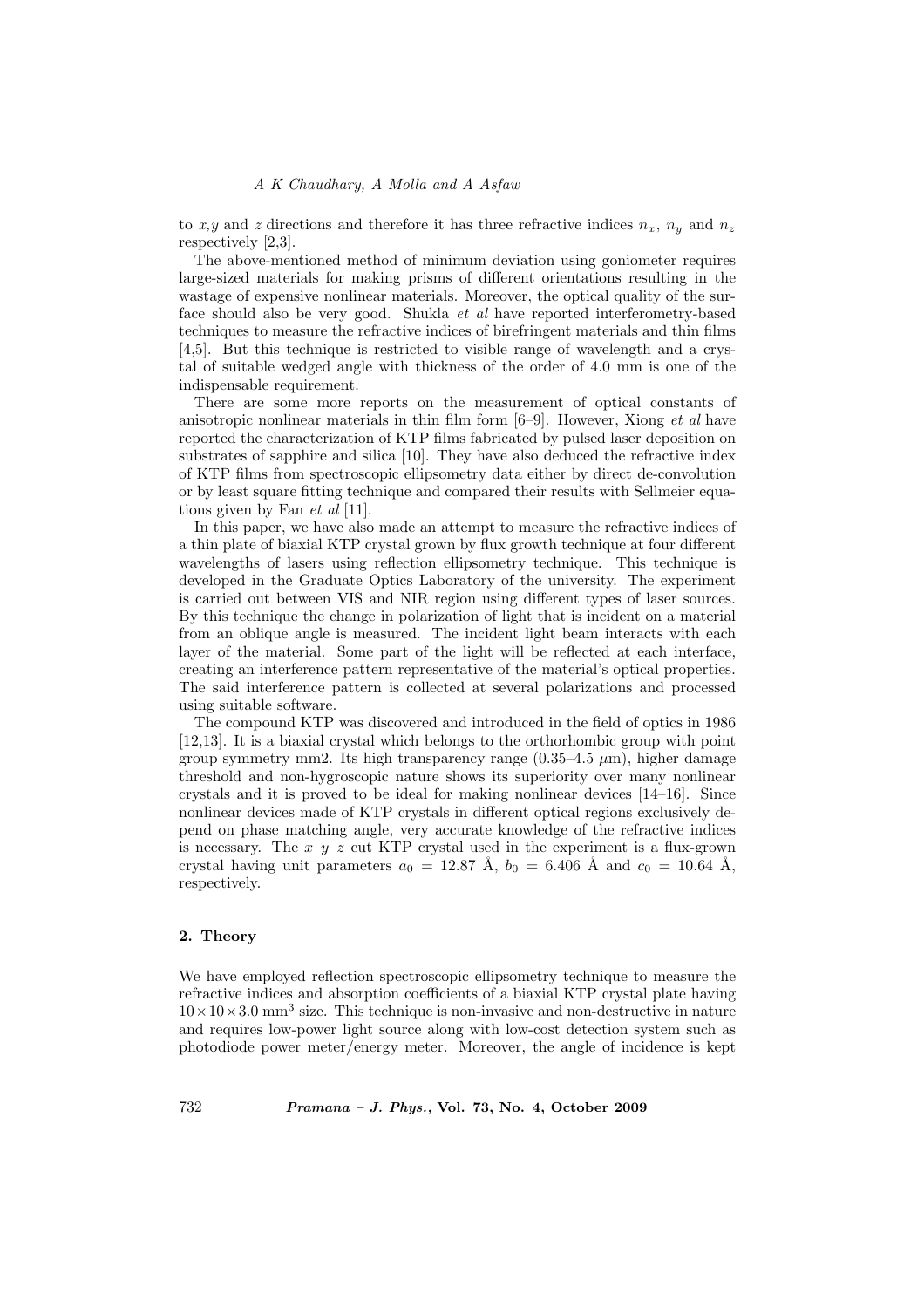to $x$,$y$ and $z$ directions and therefore it has three refractive indices $n_x$, $n_y$ and $n_z$ respectively [2,3].

The above-mentioned method of minimum deviation using goniometer requires large-sized materials for making prisms of different orientations resulting in the wastage of expensive nonlinear materials. Moreover, the optical quality of the surface should also be very good. Shukla *et al* have reported interferometry-based techniques to measure the refractive indices of birefringent materials and thin films [4,5]. But this technique is restricted to visible range of wavelength and a crystal of suitable wedged angle with thickness of the order of 4.0 mm is one of the indispensable requirement.

There are some more reports on the measurement of optical constants of anisotropic nonlinear materials in thin film form [6–9]. However, Xiong *et al* have reported the characterization of KTP films fabricated by pulsed laser deposition on substrates of sapphire and silica [10]. They have also deduced the refractive index of KTP films from spectroscopic ellipsometry data either by direct de-convolution or by least square fitting technique and compared their results with Sellmeier equations given by Fan *et al* [11].

In this paper, we have also made an attempt to measure the refractive indices of a thin plate of biaxial KTP crystal grown by flux growth technique at four different wavelengths of lasers using reflection ellipsometry technique. This technique is developed in the Graduate Optics Laboratory of the university. The experiment is carried out between VIS and NIR region using different types of laser sources. By this technique the change in polarization of light that is incident on a material from an oblique angle is measured. The incident light beam interacts with each layer of the material. Some part of the light will be reflected at each interface, creating an interference pattern representative of the material's optical properties. The said interference pattern is collected at several polarizations and processed using suitable software.

The compound KTP was discovered and introduced in the field of optics in 1986 [12,13]. It is a biaxial crystal which belongs to the orthorhombic group with point group symmetry mm2. Its high transparency range (0.35–4.5 $\mu$m), higher damage threshold and non-hygroscopic nature shows its superiority over many nonlinear crystals and it is proved to be ideal for making nonlinear devices [14–16]. Since nonlinear devices made of KTP crystals in different optical regions exclusively depend on phase matching angle, very accurate knowledge of the refractive indices is necessary. The $x$–$y$–$z$ cut KTP crystal used in the experiment is a flux-grown crystal having unit parameters $a_0 = 12.87$ Å, $b_0 = 6.406$ Å and $c_0 = 10.64$ Å, respectively.

## 2. Theory

We have employed reflection spectroscopic ellipsometry technique to measure the refractive indices and absorption coefficients of a biaxial KTP crystal plate having $10 \times 10 \times 3.0$ mm$^3$ size. This technique is non-invasive and non-destructive in nature and requires low-power light source along with low-cost detection system such as photodiode power meter/energy meter. Moreover, the angle of incidence is kept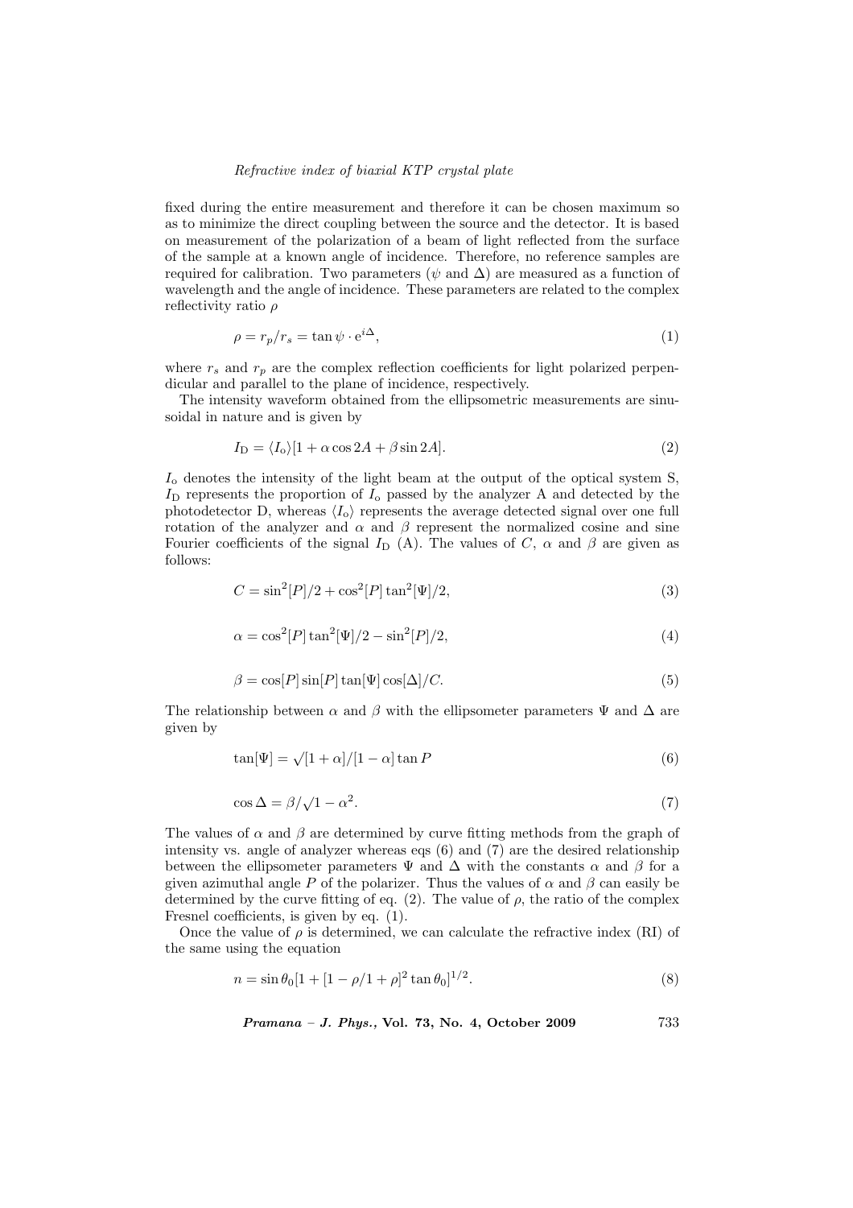fixed during the entire measurement and therefore it can be chosen maximum so as to minimize the direct coupling between the source and the detector. It is based on measurement of the polarization of a beam of light reflected from the surface of the sample at a known angle of incidence. Therefore, no reference samples are required for calibration. Two parameters ($\psi$ and $\Delta$) are measured as a function of wavelength and the angle of incidence. These parameters are related to the complex reflectivity ratio $\rho$

$$\rho = r_p/r_s = \tan\psi \cdot \mathrm{e}^{i\Delta}, \tag{1}$$

where $r_s$ and $r_p$ are the complex reflection coefficients for light polarized perpendicular and parallel to the plane of incidence, respectively.

The intensity waveform obtained from the ellipsometric measurements are sinusoidal in nature and is given by

$$I_\mathrm{D} = \langle I_\mathrm{o} \rangle [1 + \alpha \cos 2A + \beta \sin 2A]. \tag{2}$$

$I_\mathrm{o}$ denotes the intensity of the light beam at the output of the optical system S, $I_\mathrm{D}$ represents the proportion of $I_\mathrm{o}$ passed by the analyzer A and detected by the photodetector D, whereas $\langle I_\mathrm{o} \rangle$ represents the average detected signal over one full rotation of the analyzer and $\alpha$ and $\beta$ represent the normalized cosine and sine Fourier coefficients of the signal $I_\mathrm{D}$ (A). The values of $C$, $\alpha$ and $\beta$ are given as follows:

$$C = \sin^2[P]/2 + \cos^2[P]\tan^2[\Psi]/2, \tag{3}$$

$$\alpha = \cos^2[P]\tan^2[\Psi]/2 - \sin^2[P]/2, \tag{4}$$

$$\beta = \cos[P]\sin[P]\tan[\Psi]\cos[\Delta]/C. \tag{5}$$

The relationship between $\alpha$ and $\beta$ with the ellipsometer parameters $\Psi$ and $\Delta$ are given by

$$\tan[\Psi] = \sqrt{[1+\alpha]/[1-\alpha]}\tan P \tag{6}$$

$$\cos\Delta = \beta/\sqrt{1-\alpha^2}. \tag{7}$$

The values of $\alpha$ and $\beta$ are determined by curve fitting methods from the graph of intensity vs. angle of analyzer whereas eqs (6) and (7) are the desired relationship between the ellipsometer parameters $\Psi$ and $\Delta$ with the constants $\alpha$ and $\beta$ for a given azimuthal angle $P$ of the polarizer. Thus the values of $\alpha$ and $\beta$ can easily be determined by the curve fitting of eq. (2). The value of $\rho$, the ratio of the complex Fresnel coefficients, is given by eq. (1).

Once the value of $\rho$ is determined, we can calculate the refractive index (RI) of the same using the equation

$$n = \sin\theta_0 [1 + [1 - \rho/1 + \rho]^2 \tan\theta_0]^{1/2}. \tag{8}$$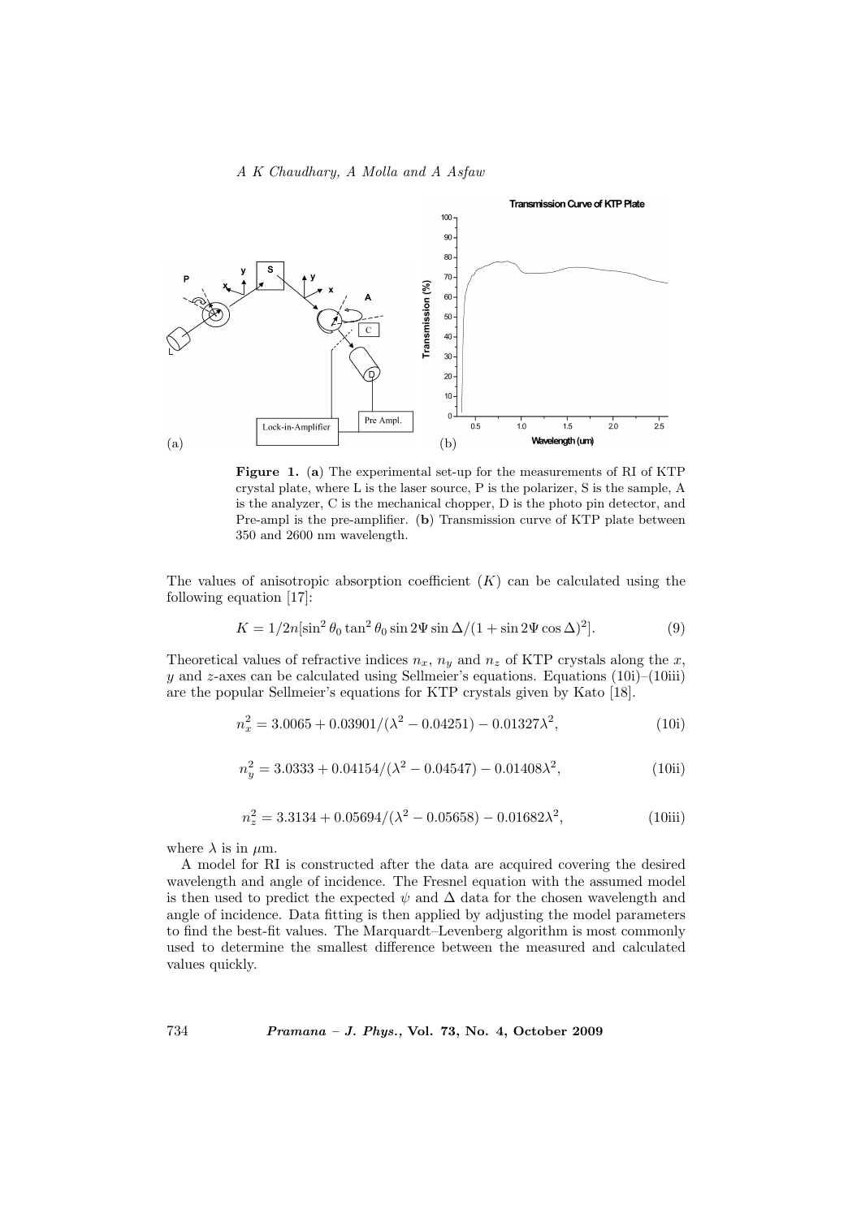**Figure 1.** (**a**) The experimental set-up for the measurements of RI of KTP crystal plate, where L is the laser source, P is the polarizer, S is the sample, A is the analyzer, C is the mechanical chopper, D is the photo pin detector, and Pre-ampl is the pre-amplifier. (**b**) Transmission curve of KTP plate between 350 and 2600 nm wavelength.

The values of anisotropic absorption coefficient ($K$) can be calculated using the following equation [17]:

$$K = 1/2n[\sin^2\theta_0 \tan^2\theta_0 \sin 2\Psi \sin\Delta/(1+\sin 2\Psi \cos\Delta)^2]. \tag{9}$$

Theoretical values of refractive indices $n_x$, $n_y$ and $n_z$ of KTP crystals along the $x$, $y$ and $z$-axes can be calculated using Sellmeier's equations. Equations (10i)–(10iii) are the popular Sellmeier's equations for KTP crystals given by Kato [18].

$$n_x^2 = 3.0065 + 0.03901/(\lambda^2 - 0.04251) - 0.01327\lambda^2, \tag{10i}$$

$$n_y^2 = 3.0333 + 0.04154/(\lambda^2 - 0.04547) - 0.01408\lambda^2, \tag{10ii}$$

$$n_z^2 = 3.3134 + 0.05694/(\lambda^2 - 0.05658) - 0.01682\lambda^2, \tag{10iii}$$

where $\lambda$ is in $\mu$m.

A model for RI is constructed after the data are acquired covering the desired wavelength and angle of incidence. The Fresnel equation with the assumed model is then used to predict the expected $\psi$ and $\Delta$ data for the chosen wavelength and angle of incidence. Data fitting is then applied by adjusting the model parameters to find the best-fit values. The Marquardt–Levenberg algorithm is most commonly used to determine the smallest difference between the measured and calculated values quickly.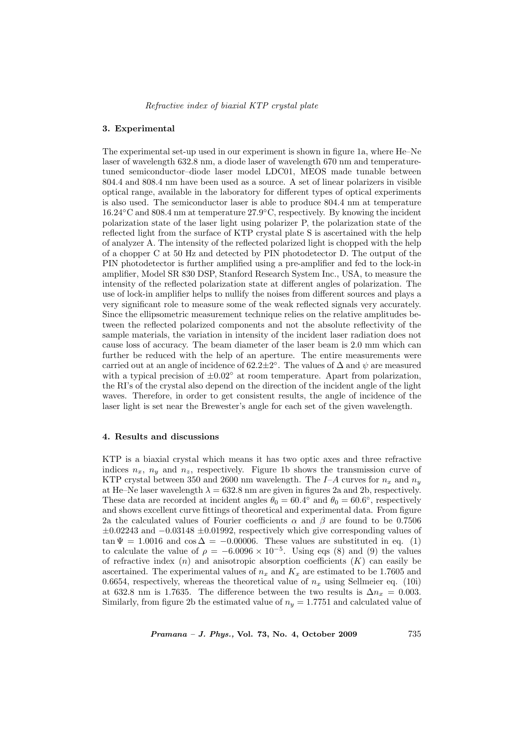## 3. Experimental

The experimental set-up used in our experiment is shown in figure 1a, where He–Ne laser of wavelength 632.8 nm, a diode laser of wavelength 670 nm and temperature-tuned semiconductor–diode laser model LDC01, MEOS made tunable between 804.4 and 808.4 nm have been used as a source. A set of linear polarizers in visible optical range, available in the laboratory for different types of optical experiments is also used. The semiconductor laser is able to produce 804.4 nm at temperature 16.24°C and 808.4 nm at temperature 27.9°C, respectively. By knowing the incident polarization state of the laser light using polarizer P, the polarization state of the reflected light from the surface of KTP crystal plate S is ascertained with the help of analyzer A. The intensity of the reflected polarized light is chopped with the help of a chopper C at 50 Hz and detected by PIN photodetector D. The output of the PIN photodetector is further amplified using a pre-amplifier and fed to the lock-in amplifier, Model SR 830 DSP, Stanford Research System Inc., USA, to measure the intensity of the reflected polarization state at different angles of polarization. The use of lock-in amplifier helps to nullify the noises from different sources and plays a very significant role to measure some of the weak reflected signals very accurately. Since the ellipsometric measurement technique relies on the relative amplitudes between the reflected polarized components and not the absolute reflectivity of the sample materials, the variation in intensity of the incident laser radiation does not cause loss of accuracy. The beam diameter of the laser beam is 2.0 mm which can further be reduced with the help of an aperture. The entire measurements were carried out at an angle of incidence of $62.2\pm2°$. The values of $\Delta$ and $\psi$ are measured with a typical precision of $\pm0.02°$ at room temperature. Apart from polarization, the RI's of the crystal also depend on the direction of the incident angle of the light waves. Therefore, in order to get consistent results, the angle of incidence of the laser light is set near the Brewester's angle for each set of the given wavelength.

## 4. Results and discussions

KTP is a biaxial crystal which means it has two optic axes and three refractive indices $n_x$, $n_y$ and $n_z$, respectively. Figure 1b shows the transmission curve of KTP crystal between 350 and 2600 nm wavelength. The $I$–$A$ curves for $n_x$ and $n_y$ at He–Ne laser wavelength $\lambda = 632.8$ nm are given in figures 2a and 2b, respectively. These data are recorded at incident angles $\theta_0 = 60.4°$ and $\theta_0 = 60.6°$, respectively and shows excellent curve fittings of theoretical and experimental data. From figure 2a the calculated values of Fourier coefficients $\alpha$ and $\beta$ are found to be 0.7506 $\pm0.02243$ and $-0.03148$ $\pm0.01992$, respectively which give corresponding values of $\tan\Psi = 1.0016$ and $\cos\Delta = -0.00006$. These values are substituted in eq. (1) to calculate the value of $\rho = -6.0096\times10^{-5}$. Using eqs (8) and (9) the values of refractive index ($n$) and anisotropic absorption coefficients ($K$) can easily be ascertained. The experimental values of $n_x$ and $K_x$ are estimated to be 1.7605 and 0.6654, respectively, whereas the theoretical value of $n_x$ using Sellmeier eq. (10i) at 632.8 nm is 1.7635. The difference between the two results is $\Delta n_x = 0.003$. Similarly, from figure 2b the estimated value of $n_y = 1.7751$ and calculated value of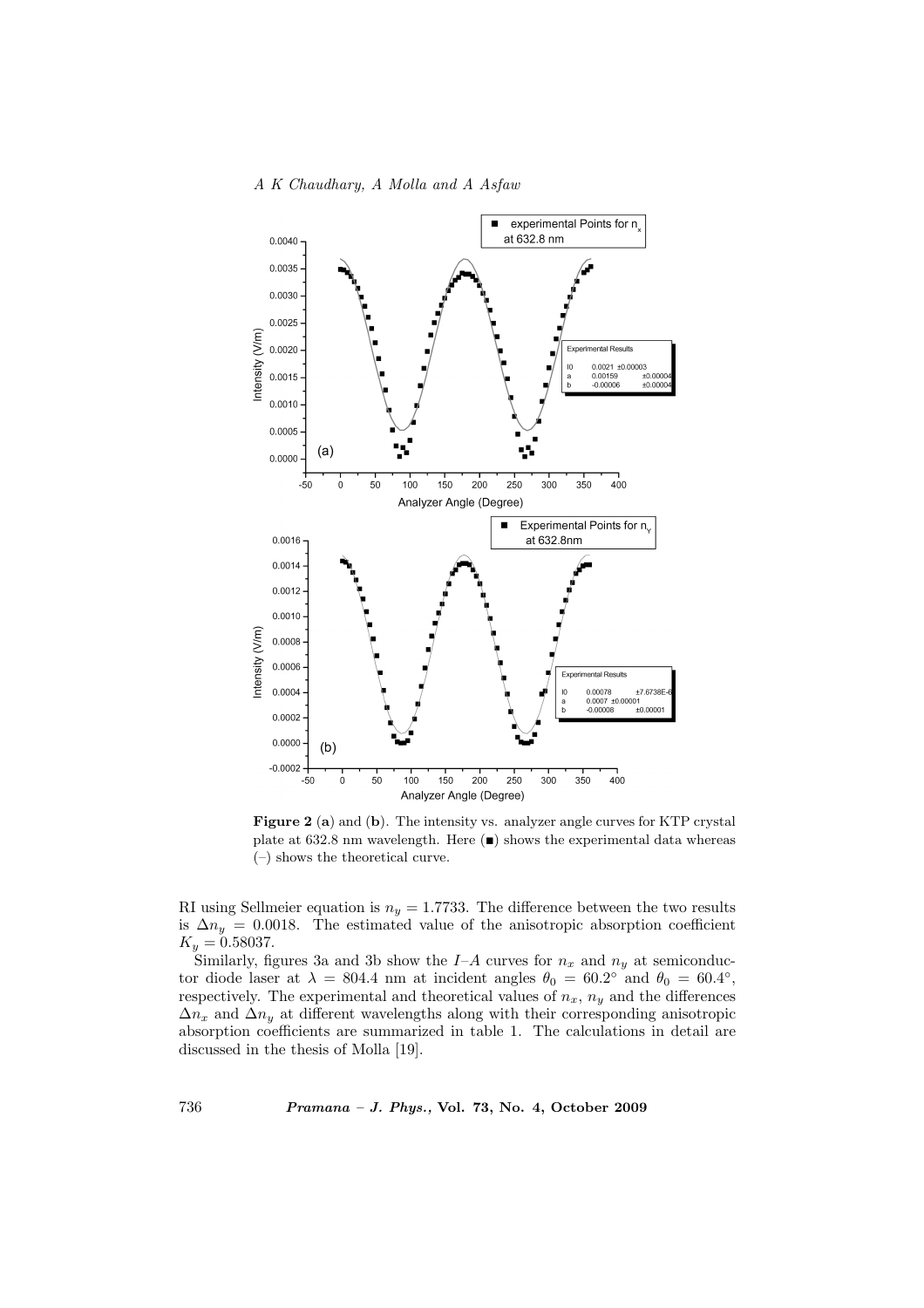**Figure 2** (**a**) and (**b**). The intensity vs. analyzer angle curves for KTP crystal plate at 632.8 nm wavelength. Here (■) shows the experimental data whereas (–) shows the theoretical curve.

RI using Sellmeier equation is $n_y = 1.7733$. The difference between the two results is $\Delta n_y = 0.0018$. The estimated value of the anisotropic absorption coefficient $K_y = 0.58037$.

Similarly, figures 3a and 3b show the $I$–$A$ curves for $n_x$ and $n_y$ at semiconductor diode laser at $\lambda = 804.4$ nm at incident angles $\theta_0 = 60.2^\circ$ and $\theta_0 = 60.4^\circ$, respectively. The experimental and theoretical values of $n_x$, $n_y$ and the differences $\Delta n_x$ and $\Delta n_y$ at different wavelengths along with their corresponding anisotropic absorption coefficients are summarized in table 1. The calculations in detail are discussed in the thesis of Molla [19].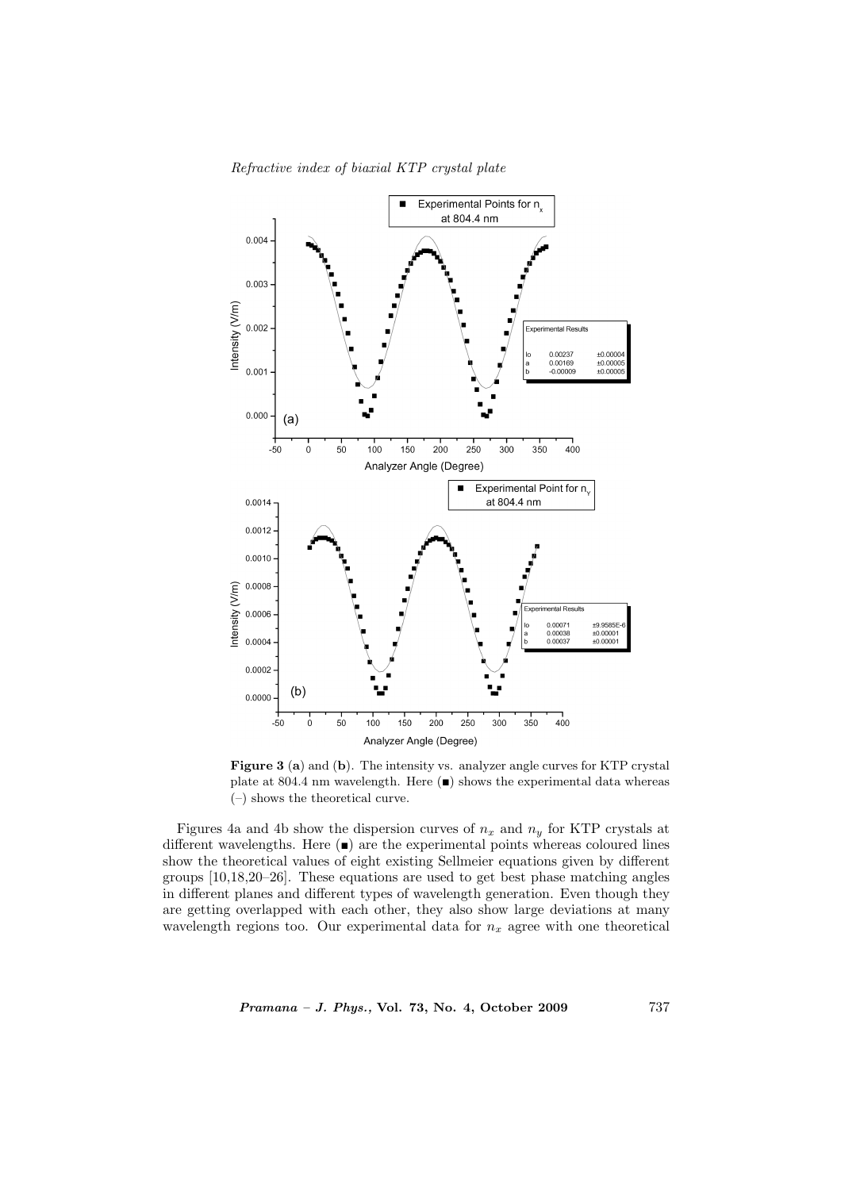**Figure 3** (**a**) and (**b**). The intensity vs. analyzer angle curves for KTP crystal plate at 804.4 nm wavelength. Here (■) shows the experimental data whereas (–) shows the theoretical curve.

Figures 4a and 4b show the dispersion curves of $n_x$ and $n_y$ for KTP crystals at different wavelengths. Here (■) are the experimental points whereas coloured lines show the theoretical values of eight existing Sellmeier equations given by different groups [10,18,20–26]. These equations are used to get best phase matching angles in different planes and different types of wavelength generation. Even though they are getting overlapped with each other, they also show large deviations at many wavelength regions too. Our experimental data for $n_x$ agree with one theoretical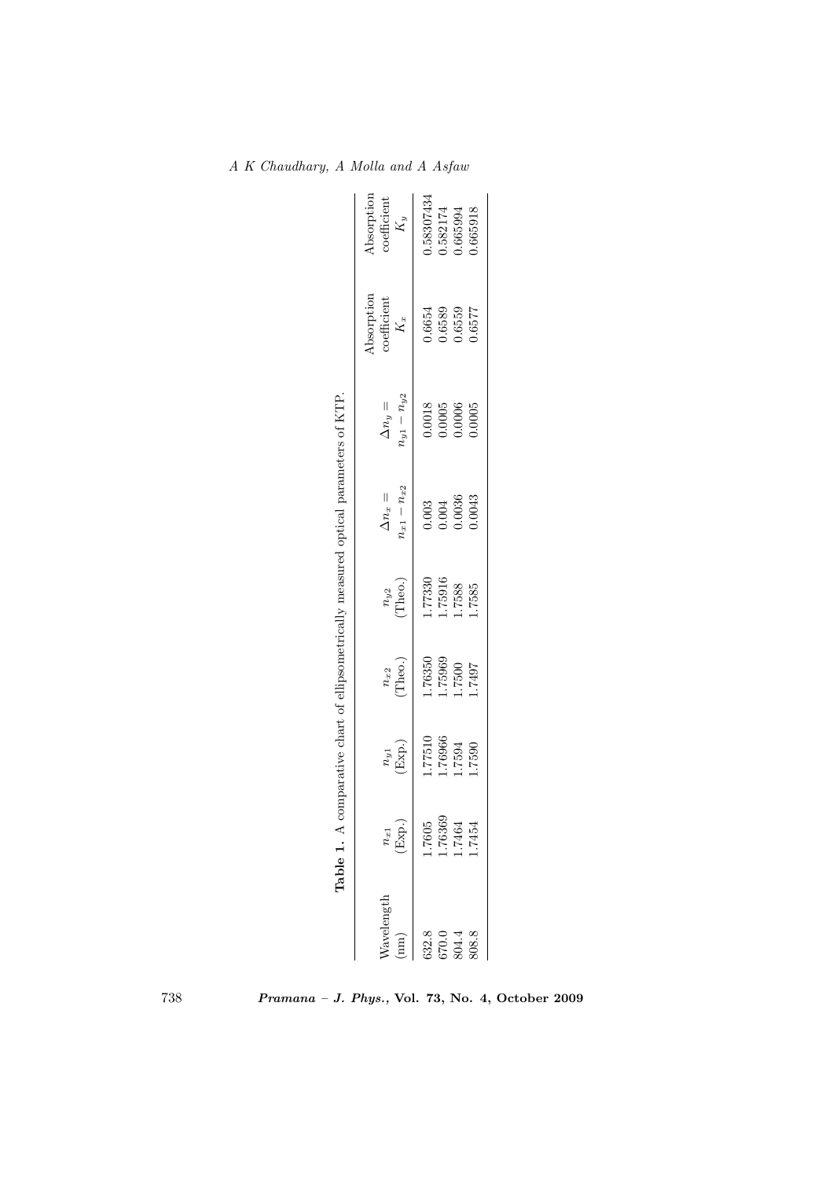**Table 1.** A comparative chart of ellipsometrically measured optical parameters of KTP.

| Wavelength (nm) | $n_{x1}$ (Exp.) | $n_{y1}$ (Exp.) | $n_{x2}$ (Theo.) | $n_{y2}$ (Theo.) | $\Delta n_x = n_{x1} - n_{x2}$ | $\Delta n_y = n_{y1} - n_{y2}$ | Absorption coefficient $K_x$ | Absorption coefficient $K_y$ |
|---|---|---|---|---|---|---|---|---|
| 632.8 | 1.7605 | 1.77510 | 1.76350 | 1.77330 | 0.003 | 0.0018 | 0.6654 | 0.58307434 |
| 670.0 | 1.76369 | 1.76966 | 1.75969 | 1.75916 | 0.004 | 0.0005 | 0.6589 | 0.582174 |
| 804.4 | 1.7464 | 1.7594 | 1.7500 | 1.7588 | 0.0036 | 0.0006 | 0.6559 | 0.665994 |
| 808.8 | 1.7454 | 1.7590 | 1.7497 | 1.7585 | 0.0043 | 0.0005 | 0.6577 | 0.665918 |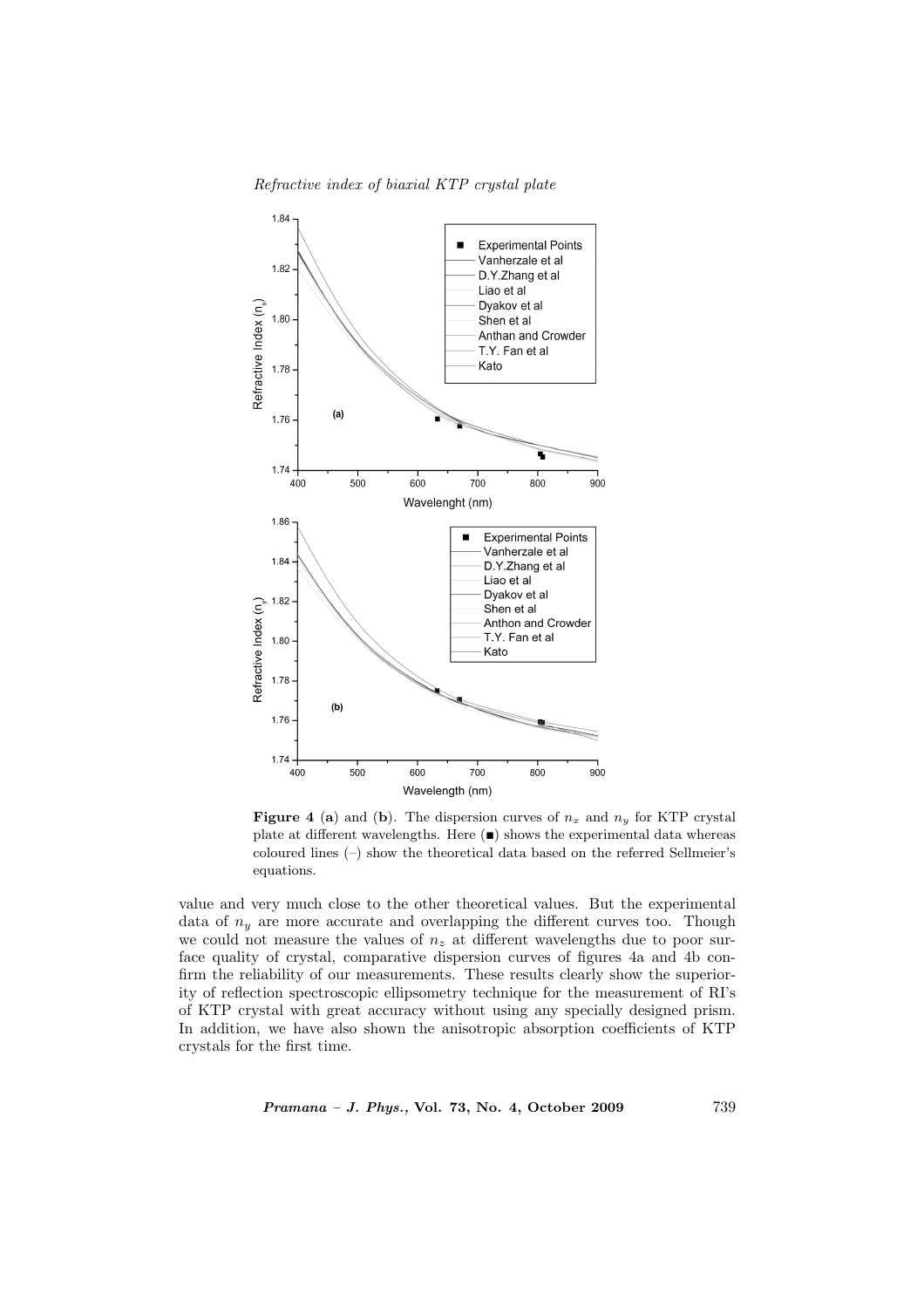**Figure 4** (**a**) and (**b**). The dispersion curves of $n_x$ and $n_y$ for KTP crystal plate at different wavelengths. Here (■) shows the experimental data whereas coloured lines (–) show the theoretical data based on the referred Sellmeier's equations.

value and very much close to the other theoretical values. But the experimental data of $n_y$ are more accurate and overlapping the different curves too. Though we could not measure the values of $n_z$ at different wavelengths due to poor surface quality of crystal, comparative dispersion curves of figures 4a and 4b confirm the reliability of our measurements. These results clearly show the superiority of reflection spectroscopic ellipsometry technique for the measurement of RI's of KTP crystal with great accuracy without using any specially designed prism. In addition, we have also shown the anisotropic absorption coefficients of KTP crystals for the first time.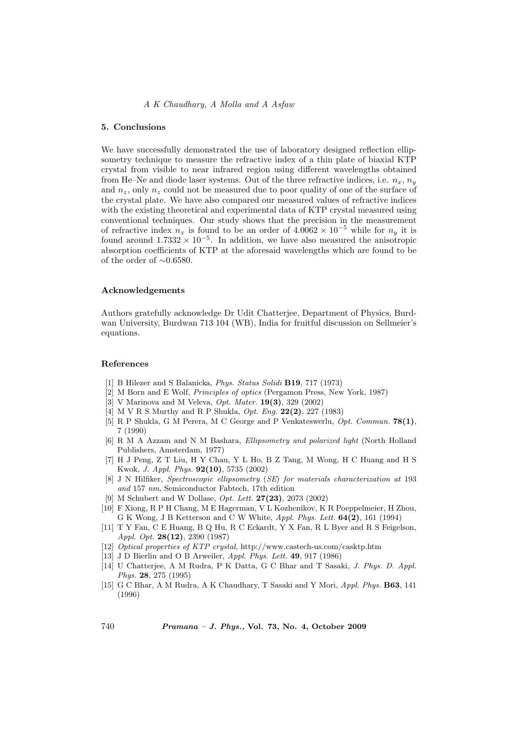## 5. Conclusions

We have successfully demonstrated the use of laboratory designed reflection ellipsometry technique to measure the refractive index of a thin plate of biaxial KTP crystal from visible to near infrared region using different wavelengths obtained from He–Ne and diode laser systems. Out of the three refractive indices, i.e. $n_x$, $n_y$ and $n_z$, only $n_z$ could not be measured due to poor quality of one of the surface of the crystal plate. We have also compared our measured values of refractive indices with the existing theoretical and experimental data of KTP crystal measured using conventional techniques. Our study shows that the precision in the measurement of refractive index $n_x$ is found to be an order of $4.0062 \times 10^{-5}$ while for $n_y$ it is found around $1.7332 \times 10^{-5}$. In addition, we have also measured the anisotropic absorption coefficients of KTP at the aforesaid wavelengths which are found to be of the order of $\sim 0.6580$.

## Acknowledgements

Authors gratefully acknowledge Dr Udit Chatterjee, Department of Physics, Burdwan University, Burdwan 713 104 (WB), India for fruitful discussion on Sellmeier's equations.

## References

[1] B Hilezer and S Balanicka, *Phys. Status Solidi* **B19**, 717 (1973)

[2] M Born and E Wolf, *Principles of optics* (Pergamon Press, New York, 1987)

[3] V Marinova and M Veleva, *Opt. Mater.* **19(3)**, 329 (2002)

[4] M V R S Murthy and R P Shukla, *Opt. Eng.* **22(2)**, 227 (1983)

[5] R P Shukla, G M Perera, M C George and P Venkateswerlu, *Opt. Commun.* **78(1)**, 7 (1990)

[6] R M A Azzam and N M Bashara, *Ellipsometry and polarized light* (North Holland Publishers, Amsterdam, 1977)

[7] H J Peng, Z T Liu, H Y Chau, Y L Ho, B Z Tang, M Wong, H C Huang and H S Kwok, *J. Appl. Phys.* **92(10)**, 5735 (2002)

[8] J N Hilfiker, *Spectroscopic ellipsometry* (*SE*) *for materials characterization at* 193 *and* 157 *nm*, Semiconductor Fabtech, 17th edition

[9] M Schubert and W Dollase, *Opt. Lett.* **27(23)**, 2073 (2002)

[10] F Xiong, R P H Chang, M E Hagerman, V L Kozhenikov, K R Poeppelmeier, H Zhou, G K Wong, J B Ketterson and C W White, *Appl. Phys. Lett.* **64(2)**, 161 (1994)

[11] T Y Fan, C E Huang, B Q Hu, R C Eckardt, Y X Fan, R L Byer and R S Feigelson, *Appl. Opt.* **28(12)**, 2390 (1987)

[12] *Optical properties of KTP crystal*, http://www.castech-us.com/casktp.htm

[13] J D Bierlin and O B Arweiler, *Appl. Phys. Lett.* **49**, 917 (1986)

[14] U Chatterjee, A M Rudra, P K Datta, G C Bhar and T Sasaki, *J. Phys. D. Appl. Phys.* **28**, 275 (1995)

[15] G C Bhar, A M Rudra, A K Chaudhary, T Sasaki and Y Mori, *Appl. Phys.* **B63**, 141 (1996)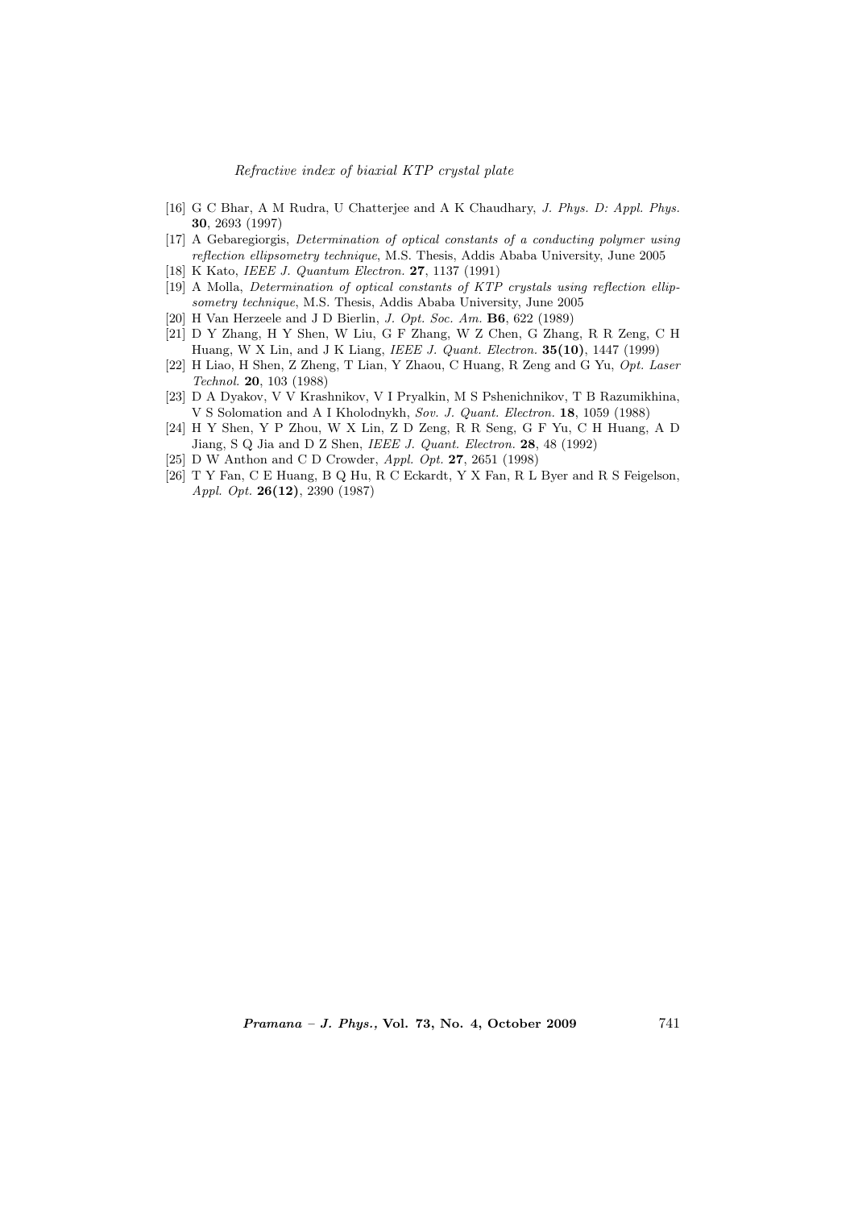[16] G C Bhar, A M Rudra, U Chatterjee and A K Chaudhary, *J. Phys. D: Appl. Phys.* **30**, 2693 (1997)

[17] A Gebaregiorgis, *Determination of optical constants of a conducting polymer using reflection ellipsometry technique*, M.S. Thesis, Addis Ababa University, June 2005

[18] K Kato, *IEEE J. Quantum Electron.* **27**, 1137 (1991)

[19] A Molla, *Determination of optical constants of KTP crystals using reflection ellipsometry technique*, M.S. Thesis, Addis Ababa University, June 2005

[20] H Van Herzeele and J D Bierlin, *J. Opt. Soc. Am.* **B6**, 622 (1989)

[21] D Y Zhang, H Y Shen, W Liu, G F Zhang, W Z Chen, G Zhang, R R Zeng, C H Huang, W X Lin, and J K Liang, *IEEE J. Quant. Electron.* **35(10)**, 1447 (1999)

[22] H Liao, H Shen, Z Zheng, T Lian, Y Zhaou, C Huang, R Zeng and G Yu, *Opt. Laser Technol.* **20**, 103 (1988)

[23] D A Dyakov, V V Krashnikov, V I Pryalkin, M S Pshenichnikov, T B Razumikhina, V S Solomation and A I Kholodnykh, *Sov. J. Quant. Electron.* **18**, 1059 (1988)

[24] H Y Shen, Y P Zhou, W X Lin, Z D Zeng, R R Seng, G F Yu, C H Huang, A D Jiang, S Q Jia and D Z Shen, *IEEE J. Quant. Electron.* **28**, 48 (1992)

[25] D W Anthon and C D Crowder, *Appl. Opt.* **27**, 2651 (1998)

[26] T Y Fan, C E Huang, B Q Hu, R C Eckardt, Y X Fan, R L Byer and R S Feigelson, *Appl. Opt.* **26(12)**, 2390 (1987)